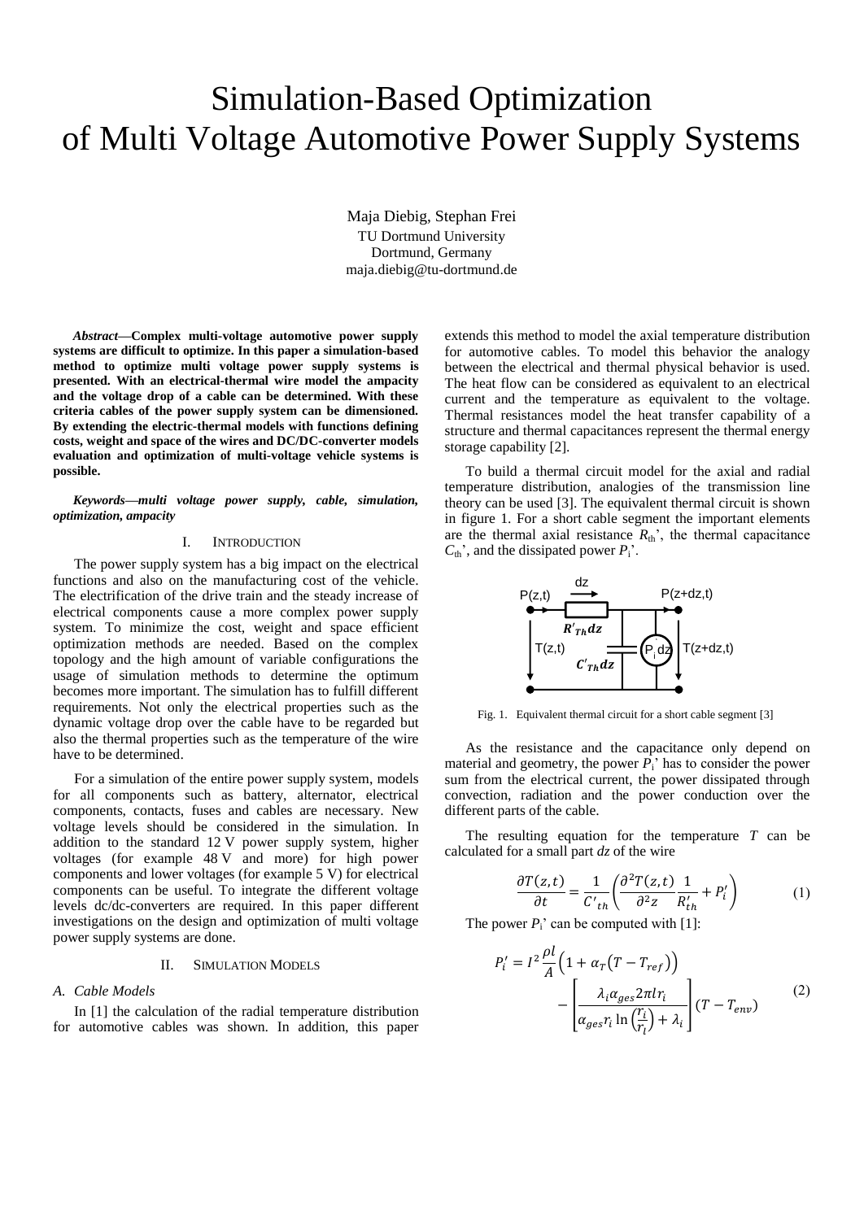# Simulation-Based Optimization of Multi Voltage Automotive Power Supply Systems

Maja Diebig, Stephan Frei
TU Dortmund University
Dortmund, Germany
maja.diebig@tu-dortmund.de

***Abstract*—Complex multi-voltage automotive power supply systems are difficult to optimize. In this paper a simulation-based method to optimize multi voltage power supply systems is presented. With an electrical-thermal wire model the ampacity and the voltage drop of a cable can be determined. With these criteria cables of the power supply system can be dimensioned. By extending the electric-thermal models with functions defining costs, weight and space of the wires and DC/DC-converter models evaluation and optimization of multi-voltage vehicle systems is possible.**

***Keywords*—*multi voltage power supply, cable, simulation, optimization, ampacity***

## I. Introduction

The power supply system has a big impact on the electrical functions and also on the manufacturing cost of the vehicle. The electrification of the drive train and the steady increase of electrical components cause a more complex power supply system. To minimize the cost, weight and space efficient optimization methods are needed. Based on the complex topology and the high amount of variable configurations the usage of simulation methods to determine the optimum becomes more important. The simulation has to fulfill different requirements. Not only the electrical properties such as the dynamic voltage drop over the cable have to be regarded but also the thermal properties such as the temperature of the wire have to be determined.

For a simulation of the entire power supply system, models for all components such as battery, alternator, electrical components, contacts, fuses and cables are necessary. New voltage levels should be considered in the simulation. In addition to the standard 12 V power supply system, higher voltages (for example 48 V and more) for high power components and lower voltages (for example 5 V) for electrical components can be useful. To integrate the different voltage levels dc/dc-converters are required. In this paper different investigations on the design and optimization of multi voltage power supply systems are done.

## II. Simulation Models

### A. Cable Models

In [1] the calculation of the radial temperature distribution for automotive cables was shown. In addition, this paper extends this method to model the axial temperature distribution for automotive cables. To model this behavior the analogy between the electrical and thermal physical behavior is used. The heat flow can be considered as equivalent to an electrical current and the temperature as equivalent to the voltage. Thermal resistances model the heat transfer capability of a structure and thermal capacitances represent the thermal energy storage capability [2].

To build a thermal circuit model for the axial and radial temperature distribution, analogies of the transmission line theory can be used [3]. The equivalent thermal circuit is shown in figure 1. For a short cable segment the important elements are the thermal axial resistance $R_{th}$', the thermal capacitance $C_{th}$', and the dissipated power $P_i$'.

dz
P(z,t)
P(z+dz,t)
$R'_{Th}dz$
T(z,t)
$C'_{Th}dz$
$P_i dz$
T(z+dz,t)

Fig. 1. Equivalent thermal circuit for a short cable segment [3]

As the resistance and the capacitance only depend on material and geometry, the power $P_i$' has to consider the power sum from the electrical current, the power dissipated through convection, radiation and the power conduction over the different parts of the cable.

The resulting equation for the temperature $T$ can be calculated for a small part $dz$ of the wire

$$\frac{\partial T(z,t)}{\partial t} = \frac{1}{C'_{th}} \left( \frac{\partial^2 T(z,t)}{\partial^2 z} \frac{1}{R'_{th}} + P'_i \right) \tag{1}$$

The power $P_i$' can be computed with [1]:

$$P'_i = I^2 \frac{\rho l}{A} \left( 1 + \alpha_T (T - T_{ref}) \right) - \left[ \frac{\lambda_i \alpha_{ges} 2\pi l r_i}{\alpha_{ges} r_i \ln\left(\frac{r_i}{r_l}\right) + \lambda_i} \right] (T - T_{env}) \tag{2}$$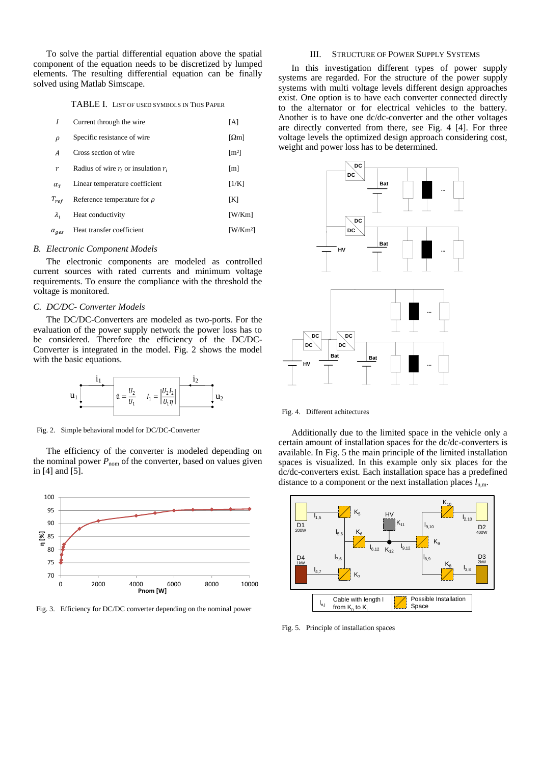To solve the partial differential equation above the spatial component of the equation needs to be discretized by lumped elements. The resulting differential equation can be finally solved using Matlab Simscape.

TABLE I. LIST OF USED SYMBOLS IN THIS PAPER

| Symbol | Description | Unit |
|---|---|---|
| $I$ | Current through the wire | [A] |
| $\rho$ | Specific resistance of wire | [Ωm] |
| $A$ | Cross section of wire | [m²] |
| $r$ | Radius of wire $r_i$ or insulation $r_i$ | [m] |
| $\alpha_T$ | Linear temperature coefficient | [1/K] |
| $T_{ref}$ | Reference temperature for $\rho$ | [K] |
| $\lambda_i$ | Heat conductivity | [W/Km] |
| $\alpha_{ges}$ | Heat transfer coefficient | [W/Km²] |

### *B. Electronic Component Models*

The electronic components are modeled as controlled current sources with rated currents and minimum voltage requirements. To ensure the compliance with the threshold the voltage is monitored.

### *C. DC/DC- Converter Models*

The DC/DC-Converters are modeled as two-ports. For the evaluation of the power supply network the power loss has to be considered. Therefore the efficiency of the DC/DC-Converter is integrated in the model. Fig. 2 shows the model with the basic equations.

$$\ddot{u} = \frac{U_2}{U_1} \qquad I_1 = \left|\frac{U_2 I_2}{U_1 \eta}\right|$$

Fig. 2. Simple behavioral model for DC/DC-Converter

The efficiency of the converter is modeled depending on the nominal power $P_{nom}$ of the converter, based on values given in [4] and [5].

Fig. 3. Efficiency for DC/DC converter depending on the nominal power

## III. STRUCTURE OF POWER SUPPLY SYSTEMS

In this investigation different types of power supply systems are regarded. For the structure of the power supply systems with multi voltage levels different design approaches exist. One option is to have each converter connected directly to the alternator or for electrical vehicles to the battery. Another is to have one dc/dc-converter and the other voltages are directly converted from there, see Fig. 4 [4]. For three voltage levels the optimized design approach considering cost, weight and power loss has to be determined.

Fig. 4. Different achitectures

Additionally due to the limited space in the vehicle only a certain amount of installation spaces for the dc/dc-converters is available. In Fig. 5 the main principle of the limited installation spaces is visualized. In this example only six places for the dc/dc-converters exist. Each installation space has a predefined distance to a component or the next installation places $l_{n,m}$.

Fig. 5. Principle of installation spaces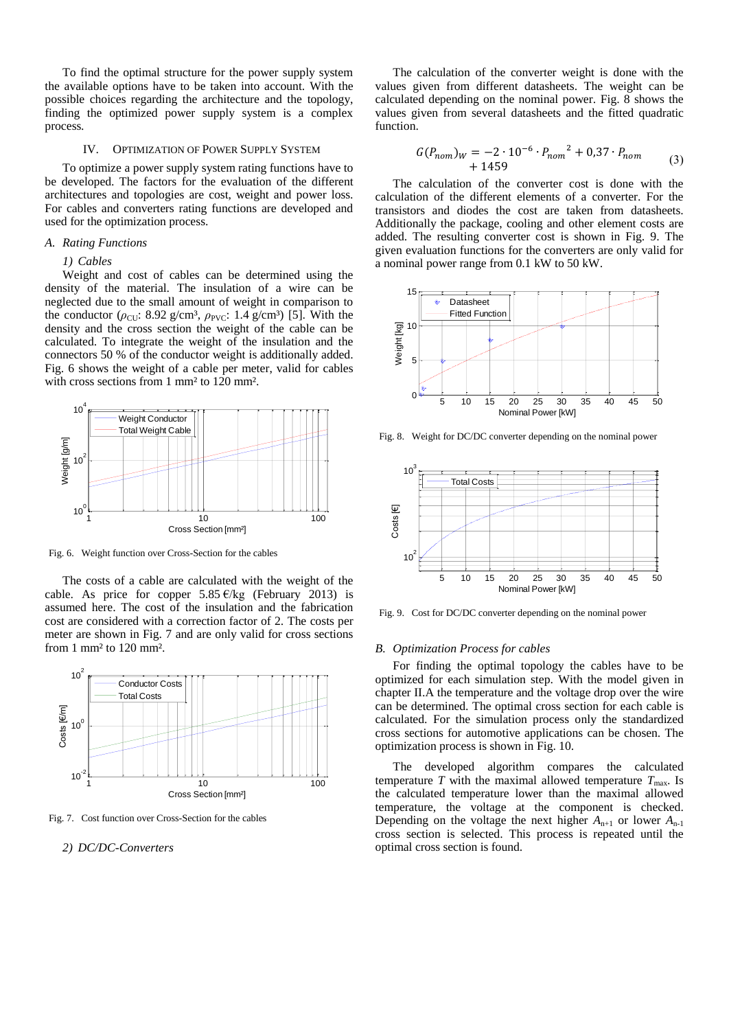To find the optimal structure for the power supply system the available options have to be taken into account. With the possible choices regarding the architecture and the topology, finding the optimized power supply system is a complex process.

## IV. Optimization of Power Supply System

To optimize a power supply system rating functions have to be developed. The factors for the evaluation of the different architectures and topologies are cost, weight and power loss. For cables and converters rating functions are developed and used for the optimization process.

### *A. Rating Functions*

#### *1) Cables*

Weight and cost of cables can be determined using the density of the material. The insulation of a wire can be neglected due to the small amount of weight in comparison to the conductor ($\rho_{CU}$: 8.92 g/cm³, $\rho_{PVC}$: 1.4 g/cm³) [5]. With the density and the cross section the weight of the cable can be calculated. To integrate the weight of the insulation and the connectors 50 % of the conductor weight is additionally added. Fig. 6 shows the weight of a cable per meter, valid for cables with cross sections from 1 mm² to 120 mm².

Fig. 6. Weight function over Cross-Section for the cables

The costs of a cable are calculated with the weight of the cable. As price for copper 5.85 €/kg (February 2013) is assumed here. The cost of the insulation and the fabrication cost are considered with a correction factor of 2. The costs per meter are shown in Fig. 7 and are only valid for cross sections from 1 mm² to 120 mm².

Fig. 7. Cost function over Cross-Section for the cables

#### *2) DC/DC-Converters*

The calculation of the converter weight is done with the values given from different datasheets. The weight can be calculated depending on the nominal power. Fig. 8 shows the values given from several datasheets and the fitted quadratic function.

$$G(P_{nom})_W = -2 \cdot 10^{-6} \cdot {P_{nom}}^2 + 0{,}37 \cdot P_{nom} + 1459 \tag{3}$$

The calculation of the converter cost is done with the calculation of the different elements of a converter. For the transistors and diodes the cost are taken from datasheets. Additionally the package, cooling and other element costs are added. The resulting converter cost is shown in Fig. 9. The given evaluation functions for the converters are only valid for a nominal power range from 0.1 kW to 50 kW.

Fig. 8. Weight for DC/DC converter depending on the nominal power

Fig. 9. Cost for DC/DC converter depending on the nominal power

### *B. Optimization Process for cables*

For finding the optimal topology the cables have to be optimized for each simulation step. With the model given in chapter II.A the temperature and the voltage drop over the wire can be determined. The optimal cross section for each cable is calculated. For the simulation process only the standardized cross sections for automotive applications can be chosen. The optimization process is shown in Fig. 10.

The developed algorithm compares the calculated temperature $T$ with the maximal allowed temperature $T_{max}$. Is the calculated temperature lower than the maximal allowed temperature, the voltage at the component is checked. Depending on the voltage the next higher $A_{n+1}$ or lower $A_{n-1}$ cross section is selected. This process is repeated until the optimal cross section is found.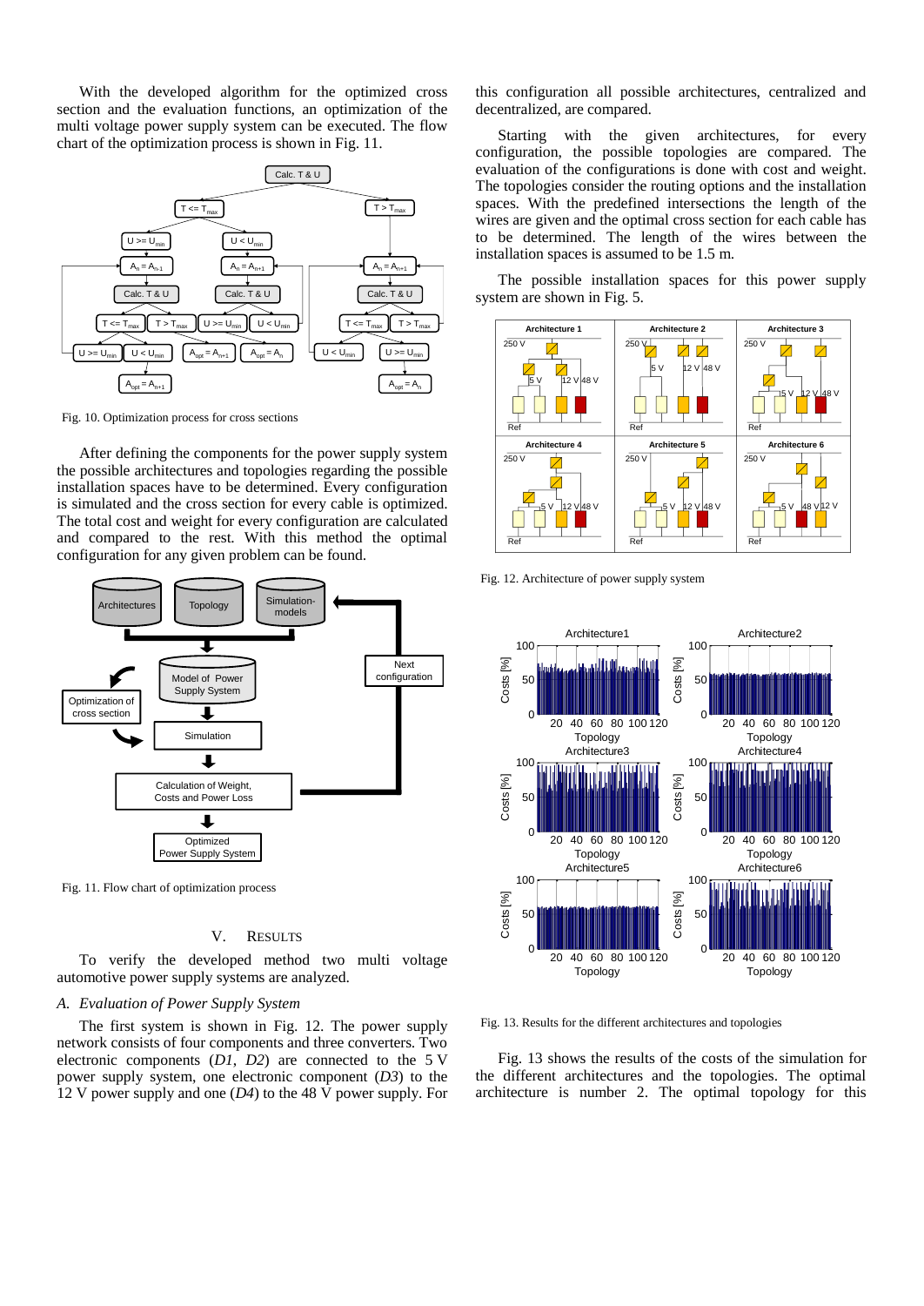With the developed algorithm for the optimized cross section and the evaluation functions, an optimization of the multi voltage power supply system can be executed. The flow chart of the optimization process is shown in Fig. 11.

Fig. 10. Optimization process for cross sections

After defining the components for the power supply system the possible architectures and topologies regarding the possible installation spaces have to be determined. Every configuration is simulated and the cross section for every cable is optimized. The total cost and weight for every configuration are calculated and compared to the rest. With this method the optimal configuration for any given problem can be found.

Fig. 11. Flow chart of optimization process

## V. Results

To verify the developed method two multi voltage automotive power supply systems are analyzed.

### *A. Evaluation of Power Supply System*

The first system is shown in Fig. 12. The power supply network consists of four components and three converters. Two electronic components (*D1*, *D2*) are connected to the 5 V power supply system, one electronic component (*D3*) to the 12 V power supply and one (*D4*) to the 48 V power supply. For this configuration all possible architectures, centralized and decentralized, are compared.

Starting with the given architectures, for every configuration, the possible topologies are compared. The evaluation of the configurations is done with cost and weight. The topologies consider the routing options and the installation spaces. With the predefined intersections the length of the wires are given and the optimal cross section for each cable has to be determined. The length of the wires between the installation spaces is assumed to be 1.5 m.

The possible installation spaces for this power supply system are shown in Fig. 5.

Fig. 12. Architecture of power supply system

Fig. 13. Results for the different architectures and topologies

Fig. 13 shows the results of the costs of the simulation for the different architectures and the topologies. The optimal architecture is number 2. The optimal topology for this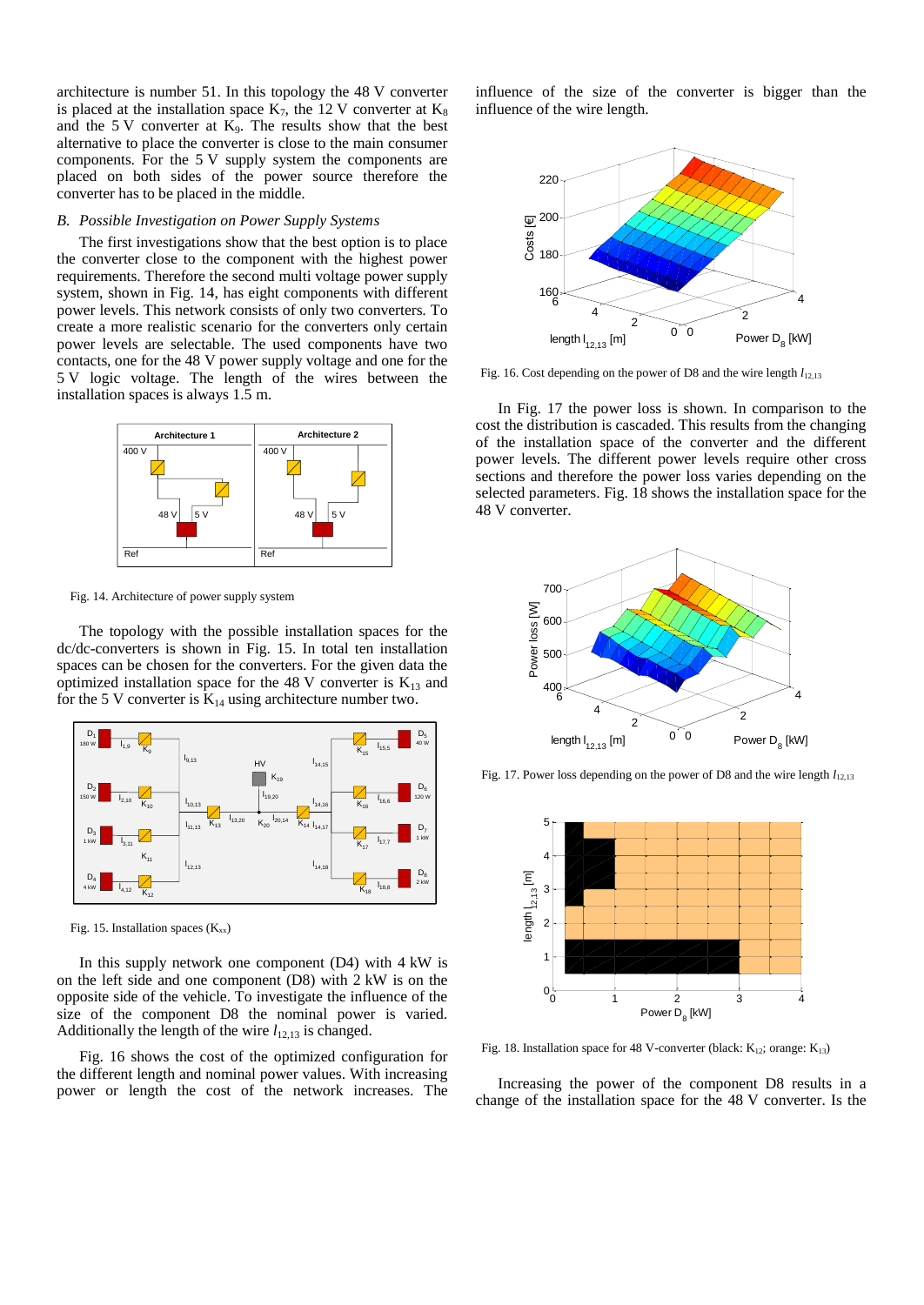architecture is number 51. In this topology the 48 V converter is placed at the installation space $K_7$, the 12 V converter at $K_8$ and the 5 V converter at $K_9$. The results show that the best alternative to place the converter is close to the main consumer components. For the 5 V supply system the components are placed on both sides of the power source therefore the converter has to be placed in the middle.

## B. *Possible Investigation on Power Supply Systems*

The first investigations show that the best option is to place the converter close to the component with the highest power requirements. Therefore the second multi voltage power supply system, shown in Fig. 14, has eight components with different power levels. This network consists of only two converters. To create a more realistic scenario for the converters only certain power levels are selectable. The used components have two contacts, one for the 48 V power supply voltage and one for the 5 V logic voltage. The length of the wires between the installation spaces is always 1.5 m.

Fig. 14. Architecture of power supply system

The topology with the possible installation spaces for the dc/dc-converters is shown in Fig. 15. In total ten installation spaces can be chosen for the converters. For the given data the optimized installation space for the 48 V converter is $K_{13}$ and for the 5 V converter is $K_{14}$ using architecture number two.

Fig. 15. Installation spaces ($K_{xx}$)

In this supply network one component (D4) with 4 kW is on the left side and one component (D8) with 2 kW is on the opposite side of the vehicle. To investigate the influence of the size of the component D8 the nominal power is varied. Additionally the length of the wire $l_{12,13}$ is changed.

Fig. 16 shows the cost of the optimized configuration for the different length and nominal power values. With increasing power or length the cost of the network increases. The influence of the size of the converter is bigger than the influence of the wire length.

Fig. 16. Cost depending on the power of D8 and the wire length $l_{12,13}$

In Fig. 17 the power loss is shown. In comparison to the cost the distribution is cascaded. This results from the changing of the installation space of the converter and the different power levels. The different power levels require other cross sections and therefore the power loss varies depending on the selected parameters. Fig. 18 shows the installation space for the 48 V converter.

Fig. 17. Power loss depending on the power of D8 and the wire length $l_{12,13}$

Fig. 18. Installation space for 48 V-converter (black: $K_{12}$; orange: $K_{13}$)

Increasing the power of the component D8 results in a change of the installation space for the 48 V converter. Is the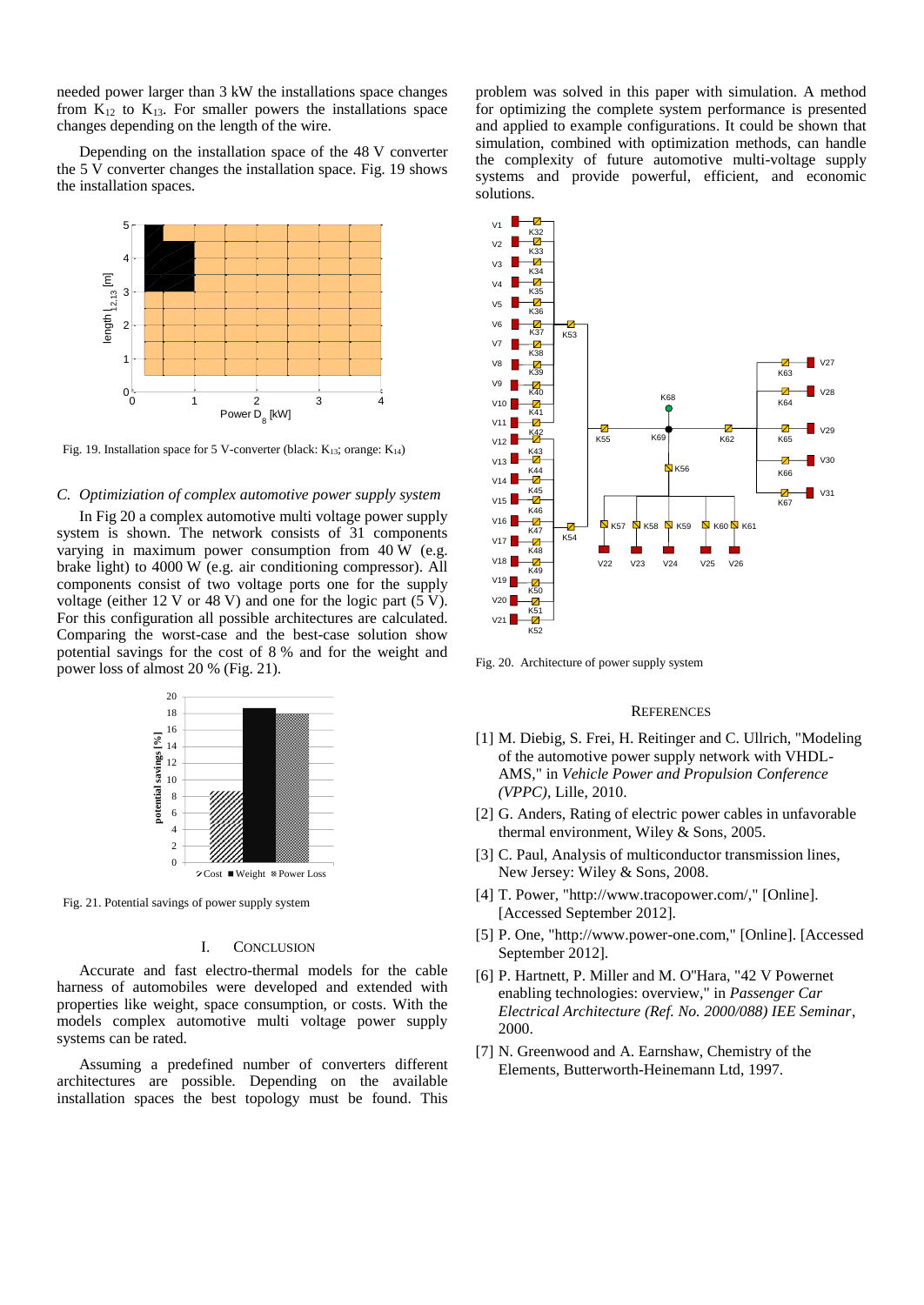needed power larger than 3 kW the installations space changes from $K_{12}$ to $K_{13}$. For smaller powers the installations space changes depending on the length of the wire.

Depending on the installation space of the 48 V converter the 5 V converter changes the installation space. Fig. 19 shows the installation spaces.

length $l_{12,13}$ [m]
0
1
2
3
4
5
0
1
2
3
4
Power $D_8$ [kW]

Fig. 19. Installation space for 5 V-converter (black: $K_{13}$; orange: $K_{14}$)

### C. Optimiziation of complex automotive power supply system

In Fig 20 a complex automotive multi voltage power supply system is shown. The network consists of 31 components varying in maximum power consumption from 40 W (e.g. brake light) to 4000 W (e.g. air conditioning compressor). All components consist of two voltage ports one for the supply voltage (either 12 V or 48 V) and one for the logic part (5 V). For this configuration all possible architectures are calculated. Comparing the worst-case and the best-case solution show potential savings for the cost of 8 % and for the weight and power loss of almost 20 % (Fig. 21).

potential savings [%]
0
2
4
6
8
10
12
14
16
18
20
Cost
Weight
Power Loss

Fig. 21. Potential savings of power supply system

## I. Conclusion

Accurate and fast electro-thermal models for the cable harness of automobiles were developed and extended with properties like weight, space consumption, or costs. With the models complex automotive multi voltage power supply systems can be rated.

Assuming a predefined number of converters different architectures are possible. Depending on the available installation spaces the best topology must be found. This problem was solved in this paper with simulation. A method for optimizing the complete system performance is presented and applied to example configurations. It could be shown that simulation, combined with optimization methods, can handle the complexity of future automotive multi-voltage supply systems and provide powerful, efficient, and economic solutions.

V1 V2 V3 V4 V5 V6 V7 V8 V9 V10 V11 V12 V13 V14 V15 V16 V17 V18 V19 V20 V21
K32 K33 K34 K35 K36 K37 K38 K39 K40 K41 K42 K43 K44 K45 K46 K47 K48 K49 K50 K51 K52
K53 K54 K55 K56 K57 K58 K59 K60 K61 K62 K63 K64 K65 K66 K67 K68 K69
V22 V23 V24 V25 V26
V27 V28 V29 V30 V31

Fig. 20. Architecture of power supply system

## References

[1] M. Diebig, S. Frei, H. Reitinger and C. Ullrich, "Modeling of the automotive power supply network with VHDL-AMS," in *Vehicle Power and Propulsion Conference (VPPC)*, Lille, 2010.

[2] G. Anders, Rating of electric power cables in unfavorable thermal environment, Wiley & Sons, 2005.

[3] C. Paul, Analysis of multiconductor transmission lines, New Jersey: Wiley & Sons, 2008.

[4] T. Power, "http://www.tracopower.com/," [Online]. [Accessed September 2012].

[5] P. One, "http://www.power-one.com," [Online]. [Accessed September 2012].

[6] P. Hartnett, P. Miller and M. O"Hara, "42 V Powernet enabling technologies: overview," in *Passenger Car Electrical Architecture (Ref. No. 2000/088) IEE Seminar*, 2000.

[7] N. Greenwood and A. Earnshaw, Chemistry of the Elements, Butterworth-Heinemann Ltd, 1997.